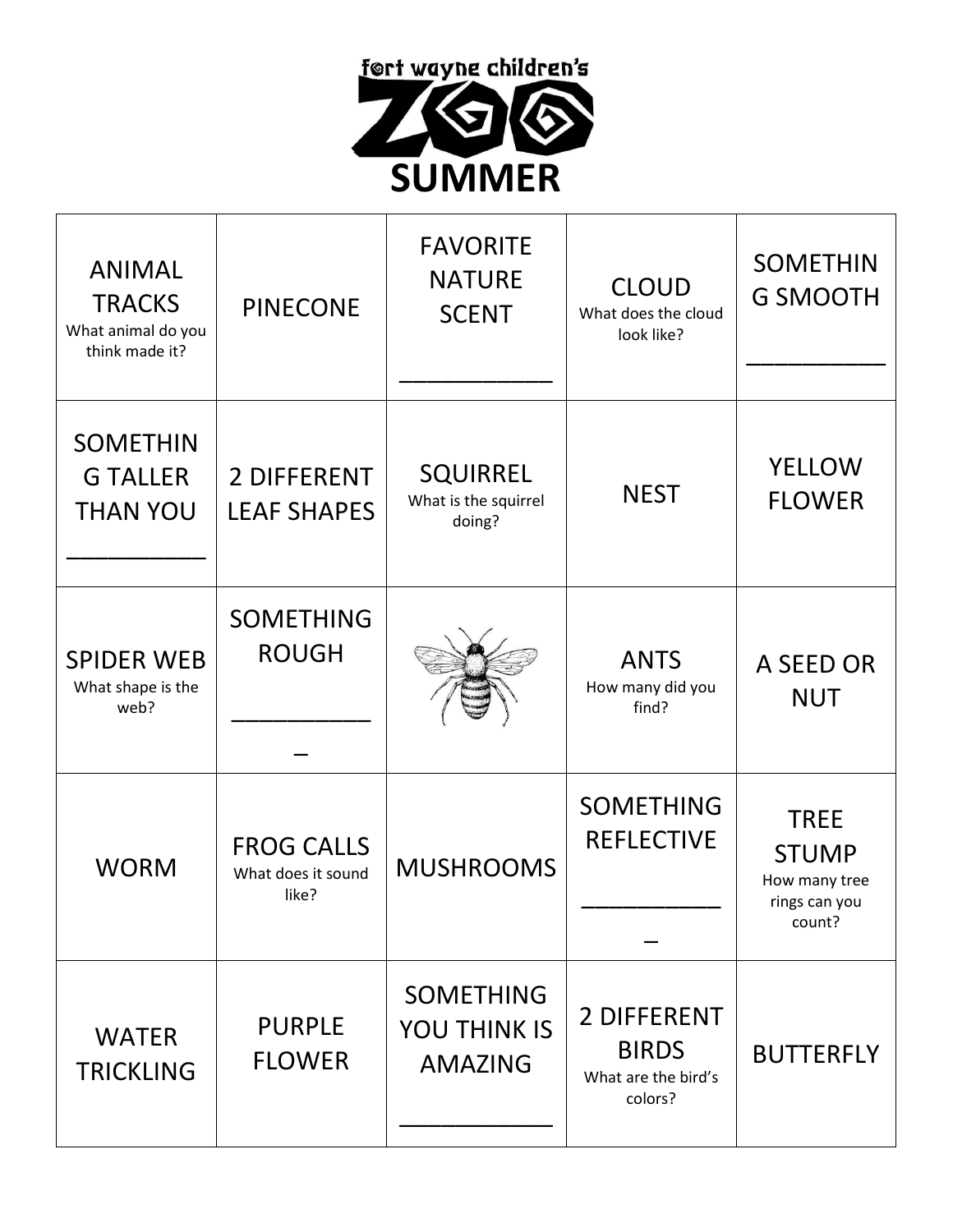fort wayne children's

# ZOO

## SUMMER

| | | | | |
|---|---|---|---|---|
| ANIMAL TRACKS<br>What animal do you think made it? | PINECONE | FAVORITE NATURE SCENT<br><br>___________ | CLOUD<br>What does the cloud look like? | SOMETHING SMOOTH<br><br>___________ |
| SOMETHING TALLER THAN YOU<br>___________ | 2 DIFFERENT LEAF SHAPES | SQUIRREL<br>What is the squirrel doing? | NEST | YELLOW FLOWER |
| SPIDER WEB<br>What shape is the web? | SOMETHING ROUGH<br><br>____________ | | ANTS<br>How many did you find? | A SEED OR NUT |
| WORM | FROG CALLS<br>What does it sound like? | MUSHROOMS | SOMETHING REFLECTIVE<br><br>____________ | TREE STUMP<br>How many tree rings can you count? |
| WATER TRICKLING | PURPLE FLOWER | SOMETHING YOU THINK IS AMAZING<br>___________ | 2 DIFFERENT BIRDS<br>What are the bird's colors? | BUTTERFLY |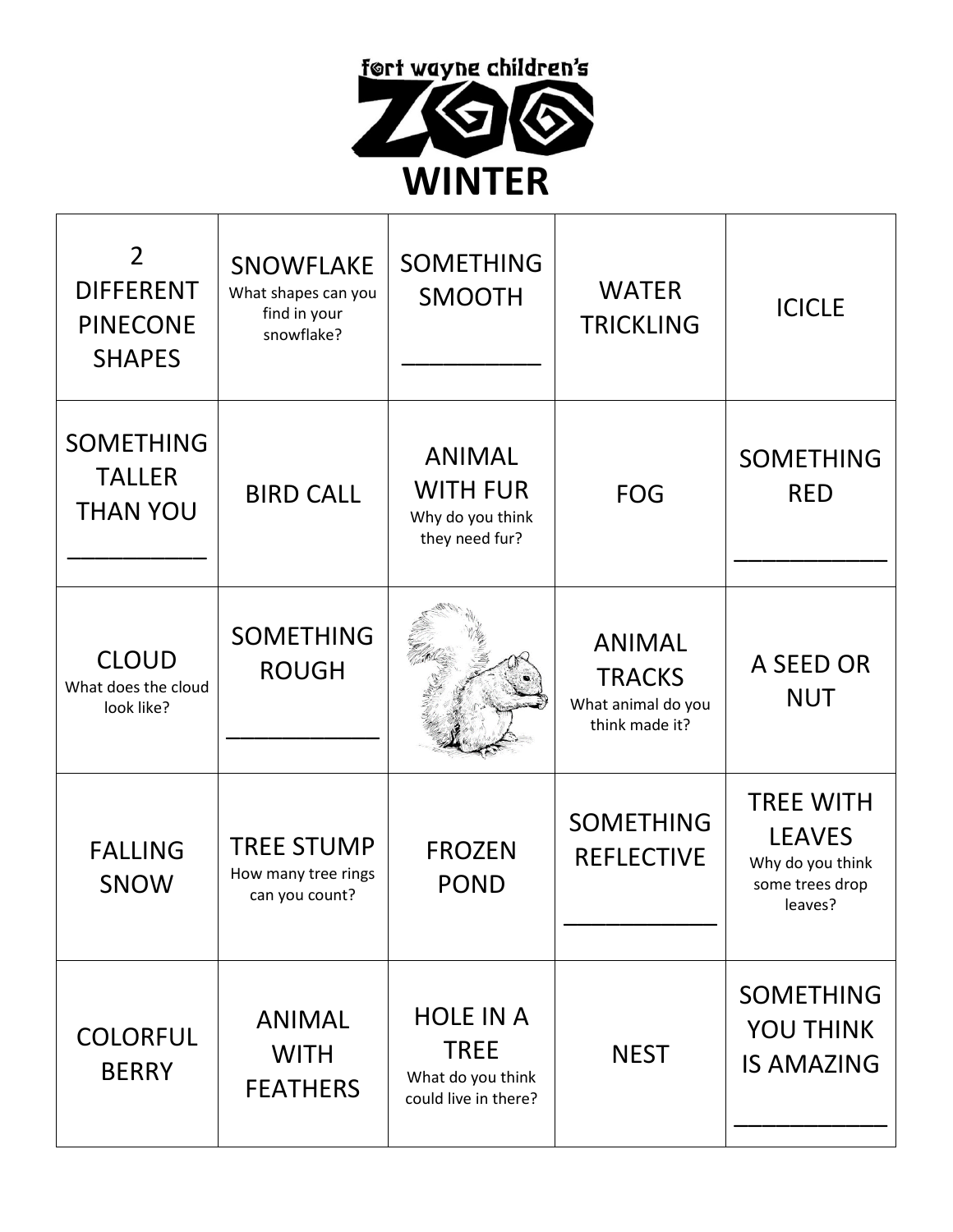fort wayne children's ZOO

# WINTER

| | | | | |
|---|---|---|---|---|
| 2 DIFFERENT PINECONE SHAPES | SNOWFLAKE<br>What shapes can you find in your snowflake? | SOMETHING SMOOTH<br>__________ | WATER TRICKLING | ICICLE |
| SOMETHING TALLER THAN YOU<br>__________ | BIRD CALL | ANIMAL WITH FUR<br>Why do you think they need fur? | FOG | SOMETHING RED<br>__________ |
| CLOUD<br>What does the cloud look like? | SOMETHING ROUGH<br>__________ | | ANIMAL TRACKS<br>What animal do you think made it? | A SEED OR NUT |
| FALLING SNOW | TREE STUMP<br>How many tree rings can you count? | FROZEN POND | SOMETHING REFLECTIVE<br>__________ | TREE WITH LEAVES<br>Why do you think some trees drop leaves? |
| COLORFUL BERRY | ANIMAL WITH FEATHERS | HOLE IN A TREE<br>What do you think could live in there? | NEST | SOMETHING YOU THINK IS AMAZING<br>__________ |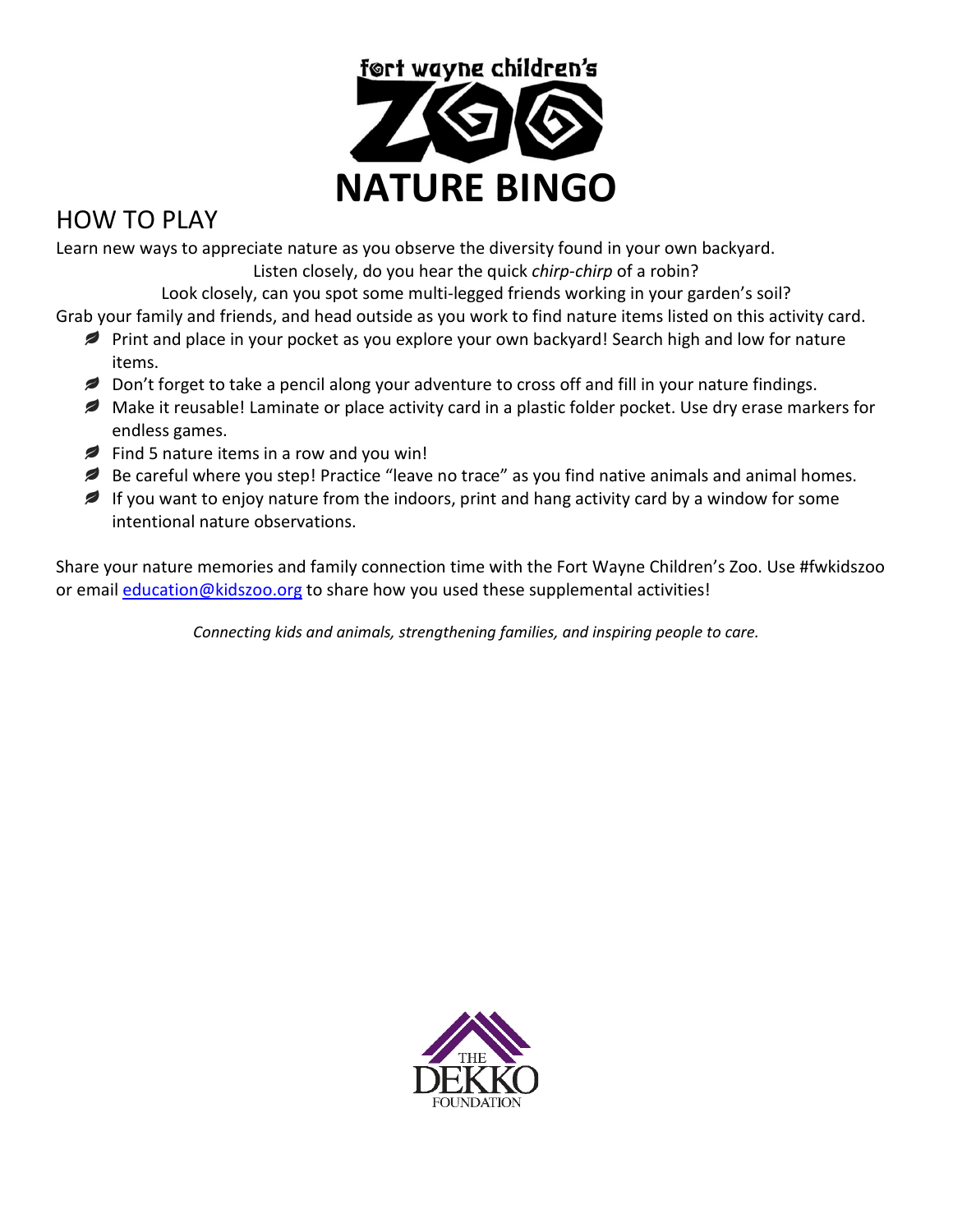fort wayne children's ZOO

# NATURE BINGO

## HOW TO PLAY

Learn new ways to appreciate nature as you observe the diversity found in your own backyard.

Listen closely, do you hear the quick *chirp-chirp* of a robin?

Look closely, can you spot some multi-legged friends working in your garden's soil?

Grab your family and friends, and head outside as you work to find nature items listed on this activity card.

- Print and place in your pocket as you explore your own backyard! Search high and low for nature items.
- Don't forget to take a pencil along your adventure to cross off and fill in your nature findings.
- Make it reusable! Laminate or place activity card in a plastic folder pocket. Use dry erase markers for endless games.
- Find 5 nature items in a row and you win!
- Be careful where you step! Practice "leave no trace" as you find native animals and animal homes.
- If you want to enjoy nature from the indoors, print and hang activity card by a window for some intentional nature observations.

Share your nature memories and family connection time with the Fort Wayne Children's Zoo. Use #fwkidszoo or email [education@kidszoo.org](mailto:education@kidszoo.org) to share how you used these supplemental activities!

*Connecting kids and animals, strengthening families, and inspiring people to care.*

THE DEKKO FOUNDATION